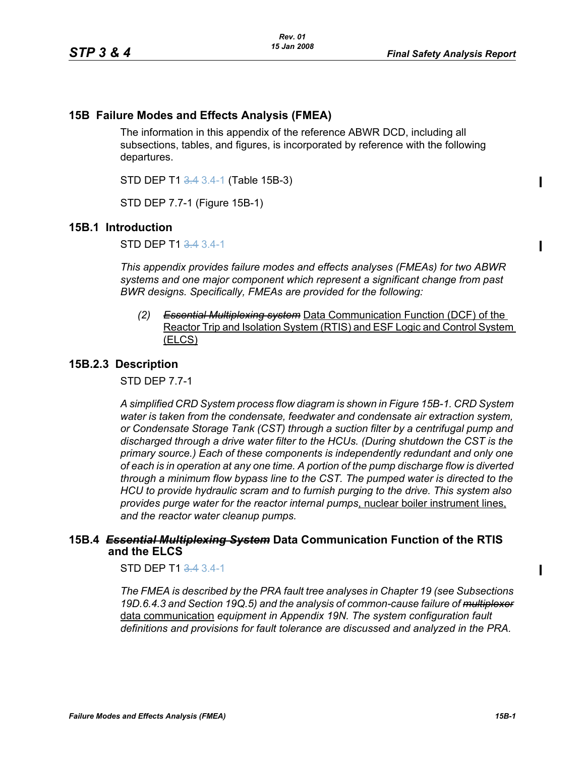## 15B Failure Modes and Effects Analysis (FMEA)

The information in this appendix of the reference ABWR DCD, including all subsections, tables, and figures, is incorporated by reference with the following departures.

STD DEP T1 ~~3.4~~ 3.4-1 (Table 15B-3)

STD DEP 7.7-1 (Figure 15B-1)

## 15B.1 Introduction

STD DEP T1 ~~3.4~~ 3.4-1

*This appendix provides failure modes and effects analyses (FMEAs) for two ABWR systems and one major component which represent a significant change from past BWR designs. Specifically, FMEAs are provided for the following:*

> *(2)* ~~*Essential Multiplexing system*~~ <u>Data Communication Function (DCF) of the Reactor Trip and Isolation System (RTIS) and ESF Logic and Control System (ELCS)</u>

## 15B.2.3 Description

STD DEP 7.7-1

*A simplified CRD System process flow diagram is shown in Figure 15B-1. CRD System water is taken from the condensate, feedwater and condensate air extraction system, or Condensate Storage Tank (CST) through a suction filter by a centrifugal pump and discharged through a drive water filter to the HCUs. (During shutdown the CST is the primary source.) Each of these components is independently redundant and only one of each is in operation at any one time. A portion of the pump discharge flow is diverted through a minimum flow bypass line to the CST. The pumped water is directed to the HCU to provide hydraulic scram and to furnish purging to the drive. This system also provides purge water for the reactor internal pumps*<u>, nuclear boiler instrument lines,</u> *and the reactor water cleanup pumps.*

## 15B.4 ~~*Essential Multiplexing System*~~ Data Communication Function of the RTIS and the ELCS

STD DEP T1 ~~3.4~~ 3.4-1

*The FMEA is described by the PRA fault tree analyses in Chapter 19 (see Subsections 19D.6.4.3 and Section 19Q.5) and the analysis of common-cause failure of* ~~*multiplexor*~~ <u>data communication</u> *equipment in Appendix 19N. The system configuration fault definitions and provisions for fault tolerance are discussed and analyzed in the PRA.*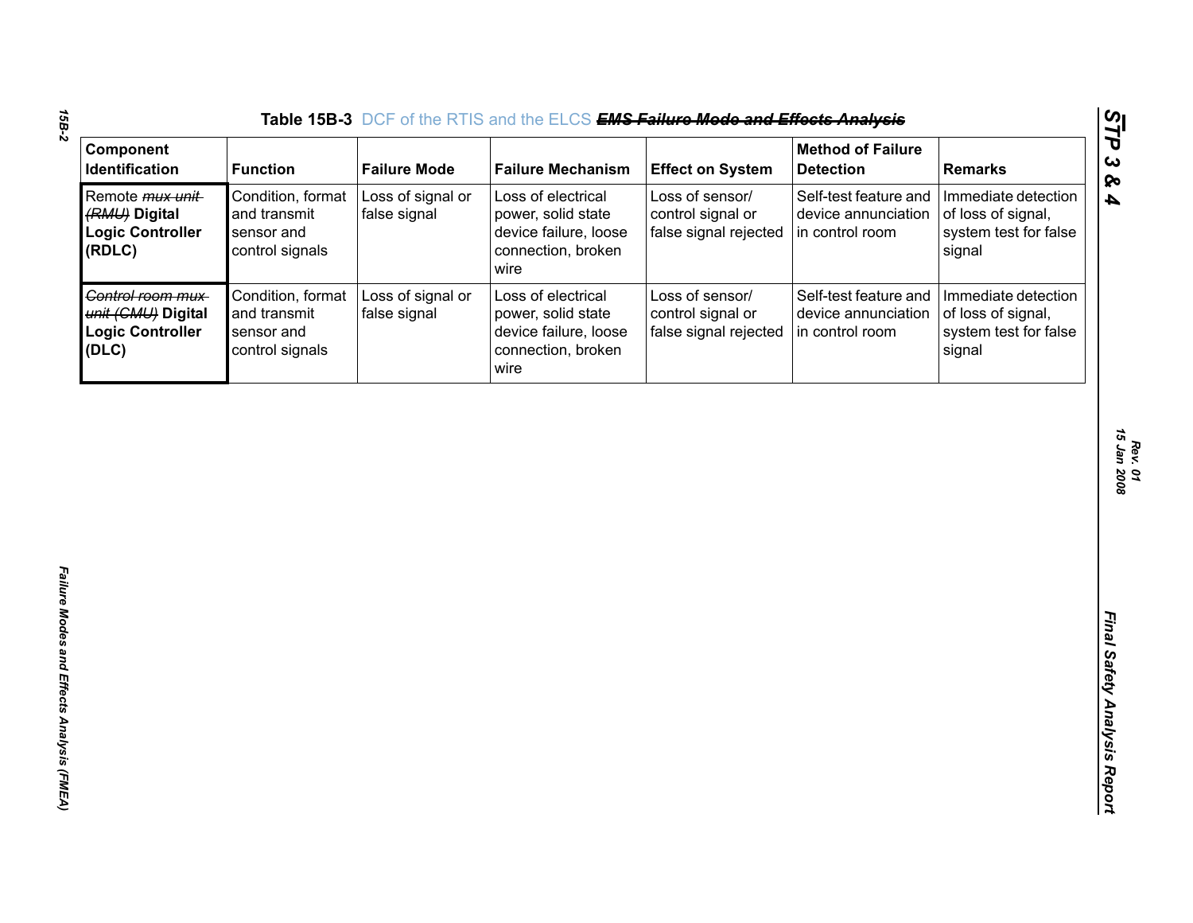**Table 15B-3 DCF of the RTIS and the ELCS ~~EMS Failure Mode and Effects Analysis~~**

| Component Identification | Function | Failure Mode | Failure Mechanism | Effect on System | Method of Failure Detection | Remarks |
|---|---|---|---|---|---|---|
| Remote ~~mux unit (RMU)~~ **Digital Logic Controller (RDLC)** | Condition, format and transmit sensor and control signals | Loss of signal or false signal | Loss of electrical power, solid state device failure, loose connection, broken wire | Loss of sensor/ control signal or false signal rejected | Self-test feature and device annunciation in control room | Immediate detection of loss of signal, system test for false signal |
| ~~Control room mux unit (CMU)~~ **Digital Logic Controller (DLC)** | Condition, format and transmit sensor and control signals | Loss of signal or false signal | Loss of electrical power, solid state device failure, loose connection, broken wire | Loss of sensor/ control signal or false signal rejected | Self-test feature and device annunciation in control room | Immediate detection of loss of signal, system test for false signal |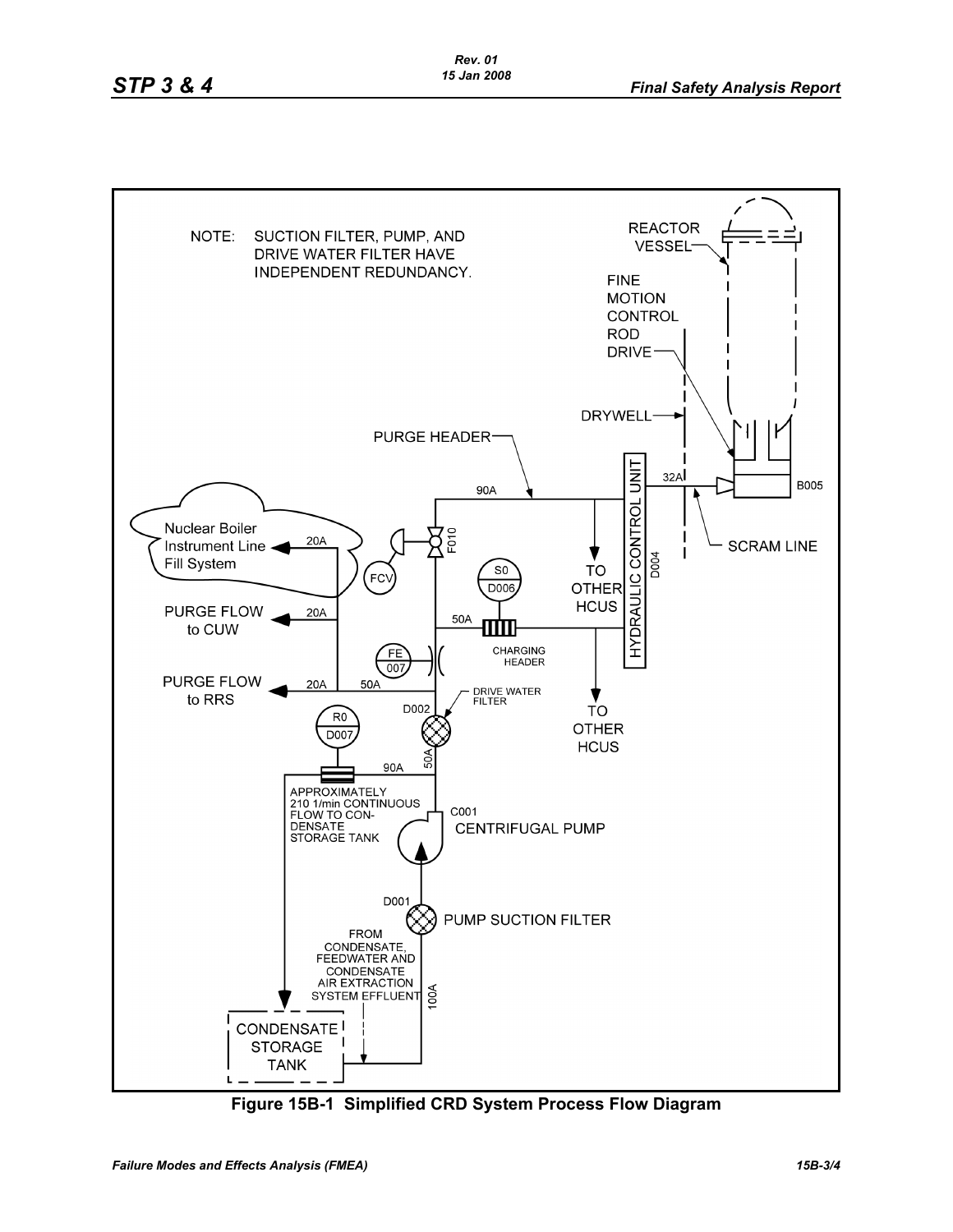NOTE: SUCTION FILTER, PUMP, AND DRIVE WATER FILTER HAVE INDEPENDENT REDUNDANCY.

REACTOR VESSEL

FINE MOTION CONTROL ROD DRIVE

DRYWELL

PURGE HEADER

90A

HYDRAULIC CONTROL UNIT

D004

32A

B005

SCRAM LINE

Nuclear Boiler Instrument Line Fill System

20A

F010

FCV

S0

D006

TO OTHER HCUS

PURGE FLOW to CUW

20A

50A

CHARGING HEADER

FE

007

PURGE FLOW to RRS

20A

50A

DRIVE WATER FILTER

D002

TO OTHER HCUS

R0

D007

90A

50A

APPROXIMATELY 210 1/min CONTINUOUS FLOW TO CONDENSATE STORAGE TANK

C001

CENTRIFUGAL PUMP

D001

PUMP SUCTION FILTER

FROM CONDENSATE, FEEDWATER AND CONDENSATE AIR EXTRACTION SYSTEM EFFLUENT

100A

CONDENSATE STORAGE TANK

**Figure 15B-1 Simplified CRD System Process Flow Diagram**